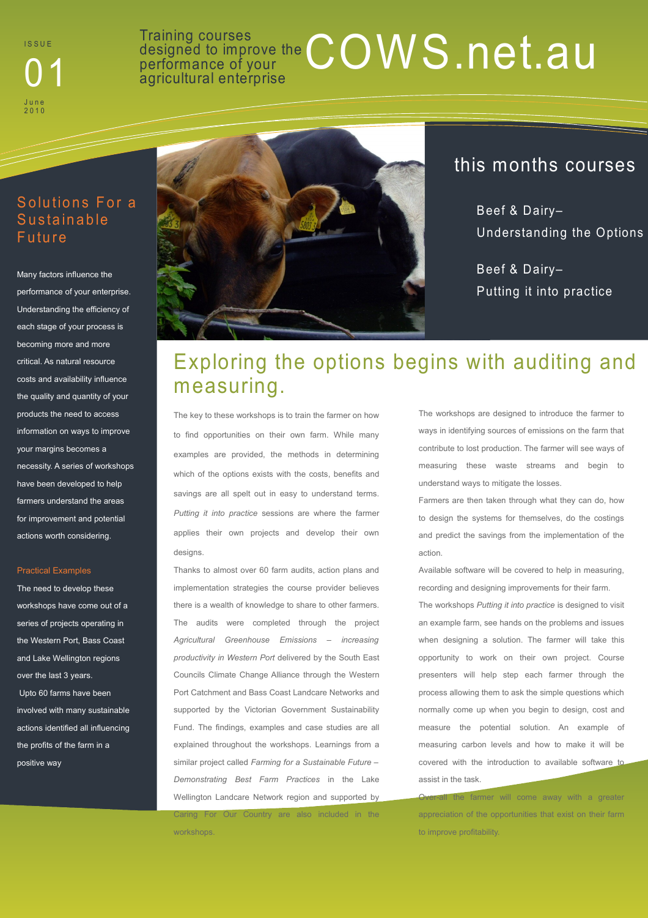ISSUE 01 June 2010

Training courses designed to improve the performance of your agricultural enterprise

# COWS.net.au

## this months courses

Beef & Dairy– Understanding the Options

Beef & Dairy– Putting it into practice

## Solutions For a Sustainable Future

Many factors influence the performance of your enterprise. Understanding the efficiency of each stage of your process is becoming more and more critical. As natural resource costs and availability influence the quality and quantity of your products the need to access information on ways to improve your margins becomes a necessity. A series of workshops have been developed to help farmers understand the areas for improvement and potential actions worth considering.

### Practical Examples

The need to develop these workshops have come out of a series of projects operating in the Western Port, Bass Coast and Lake Wellington regions over the last 3 years.

Upto 60 farms have been involved with many sustainable actions identified all influencing the profits of the farm in a positive way

## Exploring the options begins with auditing and measuring.

The key to these workshops is to train the farmer on how to find opportunities on their own farm. While many examples are provided, the methods in determining which of the options exists with the costs, benefits and savings are all spelt out in easy to understand terms. *Putting it into practice* sessions are where the farmer applies their own projects and develop their own designs.

Thanks to almost over 60 farm audits, action plans and implementation strategies the course provider believes there is a wealth of knowledge to share to other farmers. The audits were completed through the project *Agricultural Greenhouse Emissions – increasing productivity in Western Port* delivered by the South East Councils Climate Change Alliance through the Western Port Catchment and Bass Coast Landcare Networks and supported by the Victorian Government Sustainability Fund. The findings, examples and case studies are all explained throughout the workshops. Learnings from a similar project called *Farming for a Sustainable Future – Demonstrating Best Farm Practices* in the Lake Wellington Landcare Network region and supported by Caring For Our Country are also included in the workshops.

The workshops are designed to introduce the farmer to ways in identifying sources of emissions on the farm that contribute to lost production. The farmer will see ways of measuring these waste streams and begin to understand ways to mitigate the losses.

Farmers are then taken through what they can do, how to design the systems for themselves, do the costings and predict the savings from the implementation of the action.

Available software will be covered to help in measuring, recording and designing improvements for their farm.

The workshops *Putting it into practice* is designed to visit an example farm, see hands on the problems and issues when designing a solution. The farmer will take this opportunity to work on their own project. Course presenters will help step each farmer through the process allowing them to ask the simple questions which normally come up when you begin to design, cost and measure the potential solution. An example of measuring carbon levels and how to make it will be covered with the introduction to available software to assist in the task.

Over-all the farmer will come away with a greater appreciation of the opportunities that exist on their farm to improve profitability.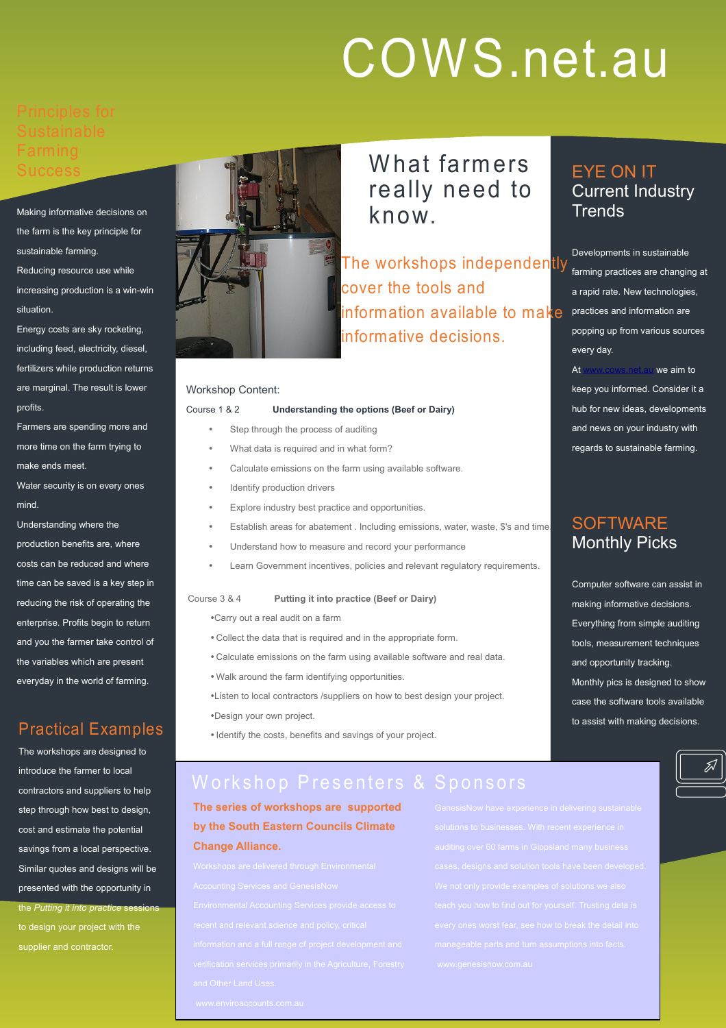# COWS.net.au

## Principles for Sustainable Farming Success

Making informative decisions on the farm is the key principle for sustainable farming.

Reducing resource use while increasing production is a win-win situation.

Energy costs are sky rocketing, including feed, electricity, diesel, fertilizers while production returns are marginal. The result is lower profits.

Farmers are spending more and more time on the farm trying to make ends meet.

Water security is on every ones mind.

Understanding where the production benefits are, where costs can be reduced and where time can be saved is a key step in reducing the risk of operating the enterprise. Profits begin to return and you the farmer take control of the variables which are present everyday in the world of farming.

## Practical Examples

The workshops are designed to introduce the farmer to local contractors and suppliers to help step through how best to design, cost and estimate the potential savings from a local perspective. Similar quotes and designs will be presented with the opportunity in the *Putting it into practice* sessions to design your project with the supplier and contractor.

## What farmers really need to know.

The workshops independently cover the tools and information available to make informative decisions.

Workshop Content:

Course 1 & 2 **Understanding the options (Beef or Dairy)**

- Step through the process of auditing
- What data is required and in what form?
- Calculate emissions on the farm using available software.
- Identify production drivers
- Explore industry best practice and opportunities.
- Establish areas for abatement . Including emissions, water, waste, $'s and time.
- Understand how to measure and record your performance
- Learn Government incentives, policies and relevant regulatory requirements.

Course 3 & 4 **Putting it into practice (Beef or Dairy)**

- Carry out a real audit on a farm
- Collect the data that is required and in the appropriate form.
- Calculate emissions on the farm using available software and real data.
- Walk around the farm identifying opportunities.
- Listen to local contractors /suppliers on how to best design your project.
- Design your own project.
- Identify the costs, benefits and savings of your project.

## EYE ON IT
### Current Industry Trends

Developments in sustainable farming practices are changing at a rapid rate. New technologies, practices and information are popping up from various sources every day.

At www.cows.net.au we aim to keep you informed. Consider it a hub for new ideas, developments and news on your industry with regards to sustainable farming.

## SOFTWARE
### Monthly Picks

Computer software can assist in making informative decisions. Everything from simple auditing tools, measurement techniques and opportunity tracking. Monthly pics is designed to show case the software tools available to assist with making decisions.

## Workshop Presenters & Sponsors

**The series of workshops are supported by the South Eastern Councils Climate Change Alliance.**

Workshops are delivered through Environmental Accounting Services and GenesisNow

Environmental Accounting Services provide access to recent and relevant science and policy, critical information and a full range of project development and verification services primarily in the Agriculture, Forestry and Other Land Uses.

www.enviroaccounts.com.au

GenesisNow have experience in delivering sustainable solutions to businesses. With recent experience in auditing over 60 farms in Gippsland many business cases, designs and solution tools have been developed. We not only provide examples of solutions we also teach you how to find out for yourself. Trusting data is every ones worst fear, see how to break the detail into manageable parts and turn assumptions into facts.

www.genesisnow.com.au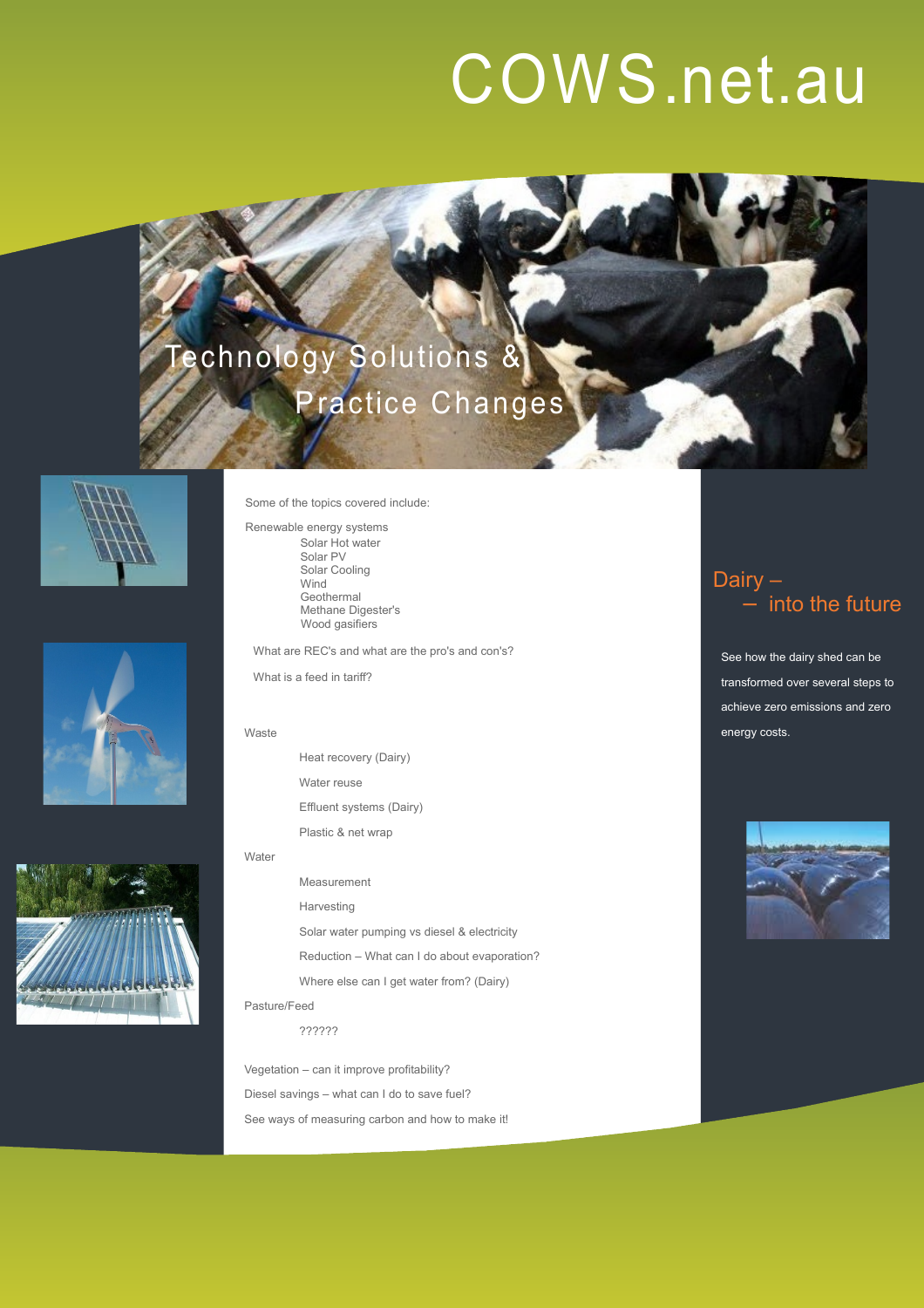# COWS.net.au

## Technology Solutions & Practice Changes

Some of the topics covered include:

Renewable energy systems

- Solar Hot water
- Solar PV
- Solar Cooling
- Wind
- Geothermal
- Methane Digester's
- Wood gasifiers

What are REC's and what are the pro's and con's?

What is a feed in tariff?

Waste

- Heat recovery (Dairy)
- Water reuse
- Effluent systems (Dairy)
- Plastic & net wrap

Water

- Measurement
- Harvesting
- Solar water pumping vs diesel & electricity
- Reduction – What can I do about evaporation?
- Where else can I get water from? (Dairy)

Pasture/Feed

- ??????

Vegetation – can it improve profitability?

Diesel savings – what can I do to save fuel?

See ways of measuring carbon and how to make it!

## Dairy – – into the future

See how the dairy shed can be transformed over several steps to achieve zero emissions and zero energy costs.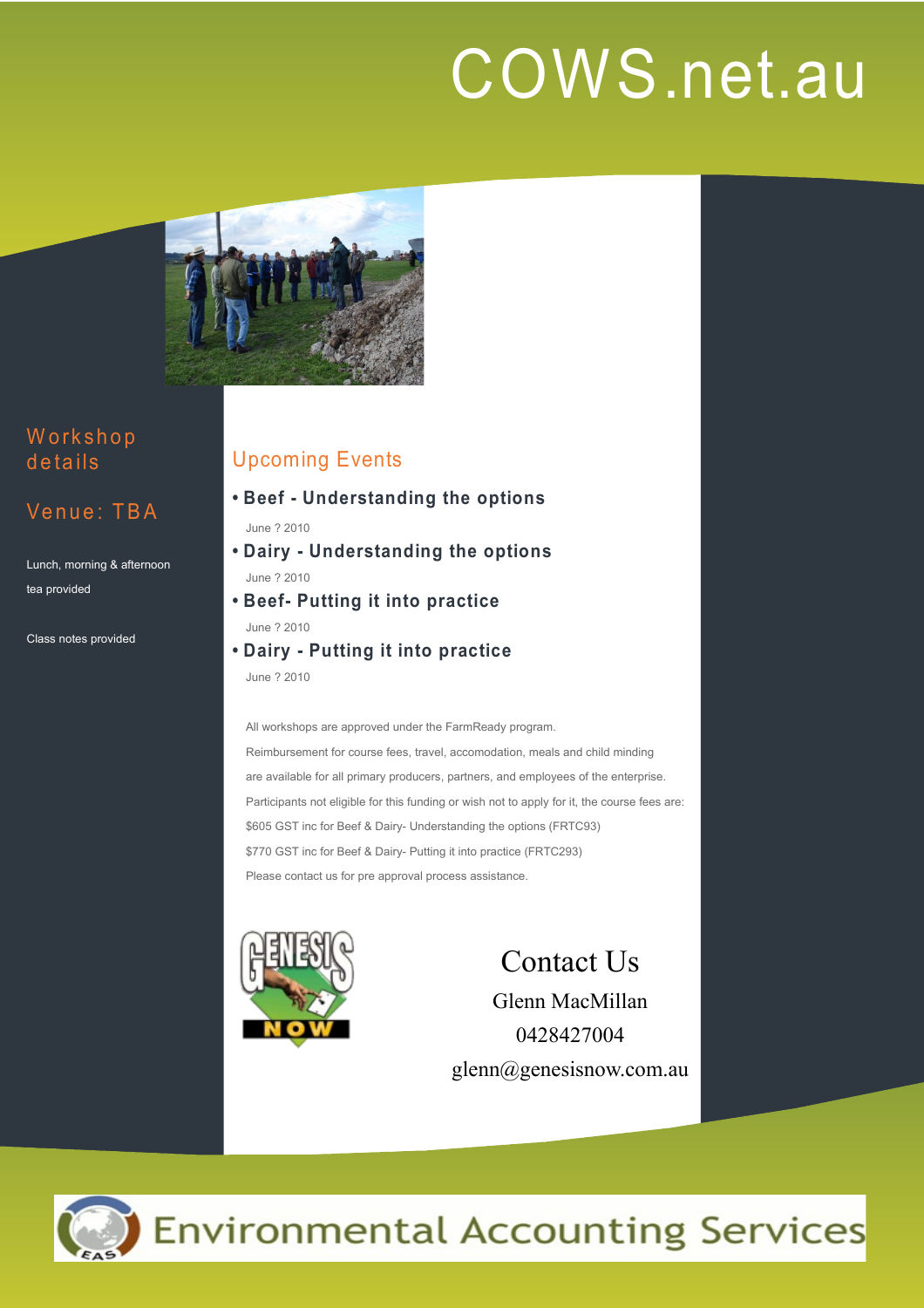# COWS.net.au

## Workshop details

## Venue: TBA

Lunch, morning & afternoon tea provided

Class notes provided

## Upcoming Events

- **Beef - Understanding the options**

  June ? 2010

- **Dairy - Understanding the options**

  June ? 2010

- **Beef- Putting it into practice**

  June ? 2010

- **Dairy - Putting it into practice**

  June ? 2010

All workshops are approved under the FarmReady program.

Reimbursement for course fees, travel, accomodation, meals and child minding are available for all primary producers, partners, and employees of the enterprise.

Participants not eligible for this funding or wish not to apply for it, the course fees are:

$605 GST inc for Beef & Dairy- Understanding the options (FRTC93)

$770 GST inc for Beef & Dairy- Putting it into practice (FRTC293)

Please contact us for pre approval process assistance.

GENESIS NOW

## Contact Us

Glenn MacMillan

0428427004

glenn@genesisnow.com.au

Environmental Accounting Services